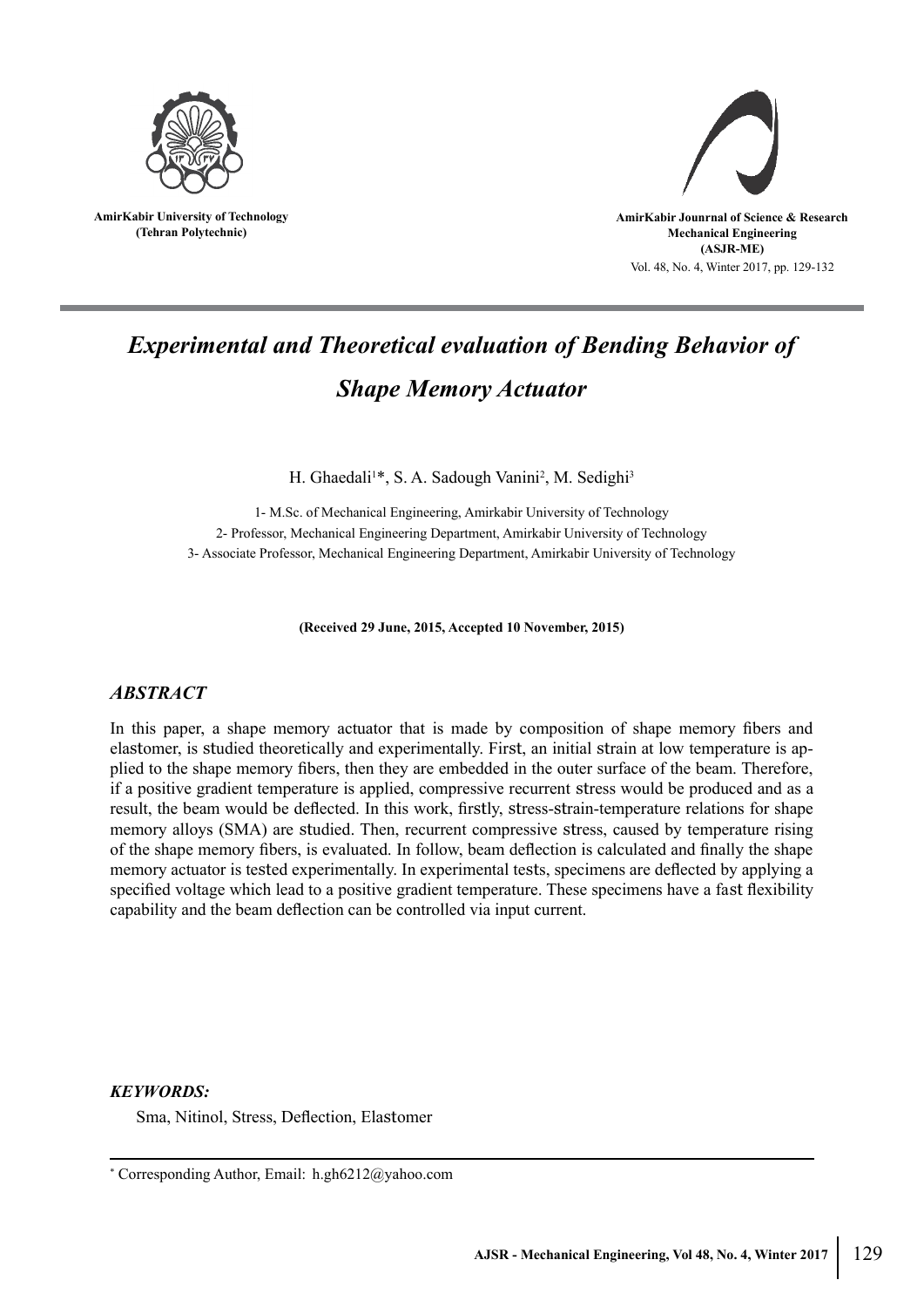AmirKabir University of Technology
(Tehran Polytechnic)

AmirKabir Jounrnal of Science & Research
Mechanical Engineering
(ASJR-ME)
Vol. 48, No. 4, Winter 2017, pp. 129-132

# *Experimental and Theoretical evaluation of Bending Behavior of Shape Memory Actuator*

H. Ghaedali[1]*, S. A. Sadough Vanini[2], M. Sedighi[3]

1- M.Sc. of Mechanical Engineering, Amirkabir University of Technology
2- Professor, Mechanical Engineering Department, Amirkabir University of Technology
3- Associate Professor, Mechanical Engineering Department, Amirkabir University of Technology

**(Received 29 June, 2015, Accepted 10 November, 2015)**

## *ABSTRACT*

In this paper, a shape memory actuator that is made by composition of shape memory fibers and elastomer, is studied theoretically and experimentally. First, an initial strain at low temperature is applied to the shape memory fibers, then they are embedded in the outer surface of the beam. Therefore, if a positive gradient temperature is applied, compressive recurrent stress would be produced and as a result, the beam would be deflected. In this work, firstly, stress-strain-temperature relations for shape memory alloys (SMA) are studied. Then, recurrent compressive stress, caused by temperature rising of the shape memory fibers, is evaluated. In follow, beam deflection is calculated and finally the shape memory actuator is tested experimentally. In experimental tests, specimens are deflected by applying a specified voltage which lead to a positive gradient temperature. These specimens have a fast flexibility capability and the beam deflection can be controlled via input current.

***KEYWORDS:***

Sma, Nitinol, Stress, Deflection, Elastomer

* Corresponding Author, Email: h.gh6212@yahoo.com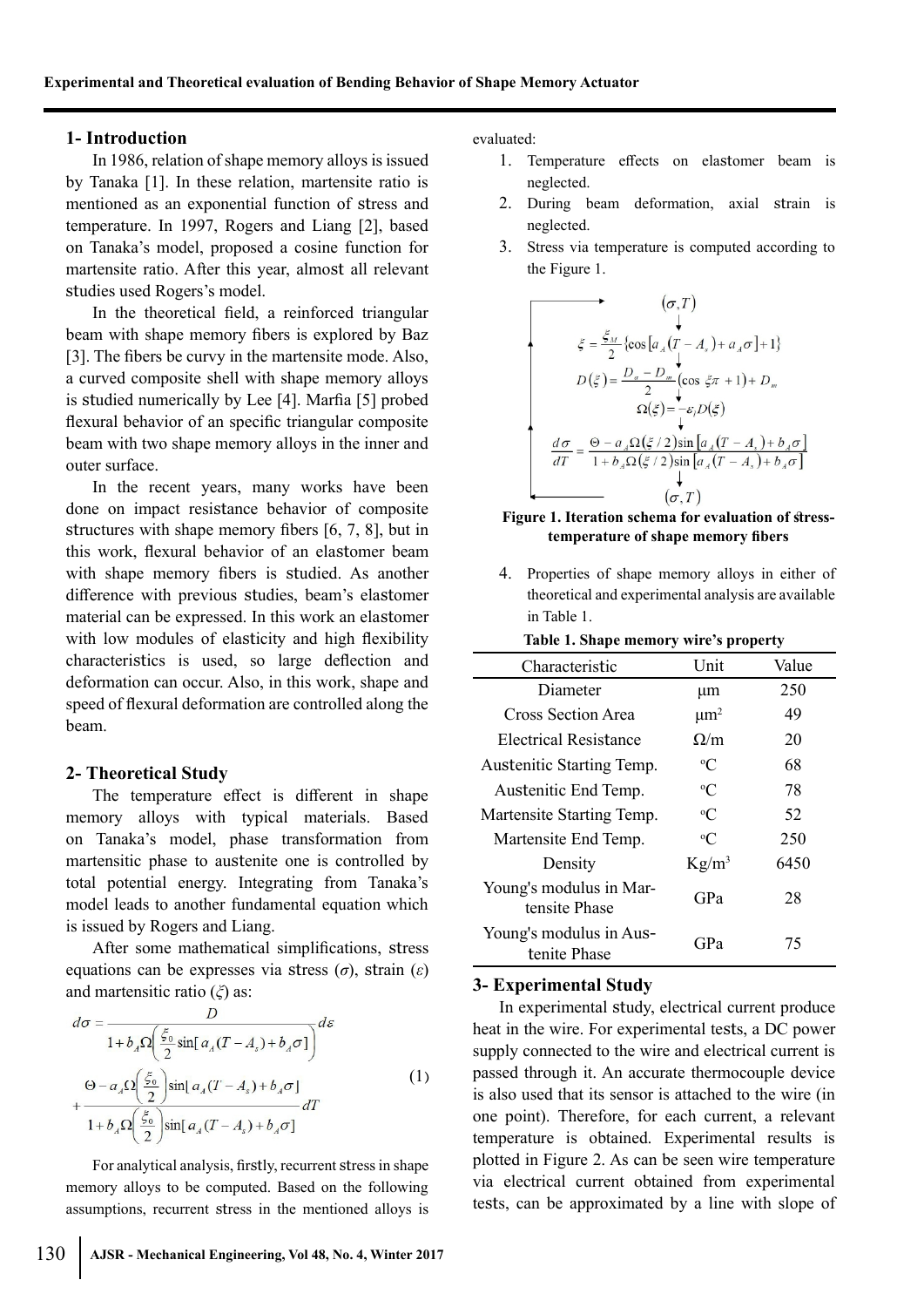## 1- Introduction

In 1986, relation of shape memory alloys is issued by Tanaka [1]. In these relation, martensite ratio is mentioned as an exponential function of stress and temperature. In 1997, Rogers and Liang [2], based on Tanaka's model, proposed a cosine function for martensite ratio. After this year, almost all relevant studies used Rogers's model.

In the theoretical field, a reinforced triangular beam with shape memory fibers is explored by Baz [3]. The fibers be curvy in the martensite mode. Also, a curved composite shell with shape memory alloys is studied numerically by Lee [4]. Marfia [5] probed flexural behavior of an specific triangular composite beam with two shape memory alloys in the inner and outer surface.

In the recent years, many works have been done on impact resistance behavior of composite structures with shape memory fibers [6, 7, 8], but in this work, flexural behavior of an elastomer beam with shape memory fibers is studied. As another difference with previous studies, beam's elastomer material can be expressed. In this work an elastomer with low modules of elasticity and high flexibility characteristics is used, so large deflection and deformation can occur. Also, in this work, shape and speed of flexural deformation are controlled along the beam.

## 2- Theoretical Study

The temperature effect is different in shape memory alloys with typical materials. Based on Tanaka's model, phase transformation from martensitic phase to austenite one is controlled by total potential energy. Integrating from Tanaka's model leads to another fundamental equation which is issued by Rogers and Liang.

After some mathematical simplifications, stress equations can be expresses via stress ($\sigma$), strain ($\varepsilon$) and martensitic ratio ($\xi$) as:

$$d\sigma = \frac{D}{1+b_A\Omega\left(\frac{\xi_0}{2}\right)\sin[a_A(T-A_s)+b_A\sigma]}d\varepsilon + \frac{\Theta - a_A\Omega\left(\frac{\xi_0}{2}\right)\sin[a_A(T-A_s)+b_A\sigma]}{1+b_A\Omega\left(\frac{\xi_0}{2}\right)\sin[a_A(T-A_s)+b_A\sigma]}dT \quad (1)$$

For analytical analysis, firstly, recurrent stress in shape memory alloys to be computed. Based on the following assumptions, recurrent stress in the mentioned alloys is evaluated:

1. Temperature effects on elastomer beam is neglected.
2. During beam deformation, axial strain is neglected.
3. Stress via temperature is computed according to the Figure 1.

$$(\sigma, T)$$

$$\xi = \frac{\xi_M}{2}\{\cos[a_A(T-A_s)+a_A\sigma]+1\}$$

$$D(\xi) = \frac{D_a - D_m}{2}(\cos\xi\pi + 1) + D_m$$

$$\Omega(\xi) = -\varepsilon_l D(\xi)$$

$$\frac{d\sigma}{dT} = \frac{\Theta - a_A\Omega(\xi/2)\sin[a_A(T-A_s)+b_A\sigma]}{1+b_A\Omega(\xi/2)\sin[a_A(T-A_s)+b_A\sigma]}$$

$$(\sigma, T)$$

**Figure 1. Iteration schema for evaluation of stress-temperature of shape memory fibers**

4. Properties of shape memory alloys in either of theoretical and experimental analysis are available in Table 1.

**Table 1. Shape memory wire's property**

| Characteristic | Unit | Value |
| --- | --- | --- |
| Diameter | μm | 250 |
| Cross Section Area | $\mu m^2$ | 49 |
| Electrical Resistance | Ω/m | 20 |
| Austenitic Starting Temp. | °C | 68 |
| Austenitic End Temp. | °C | 78 |
| Martensite Starting Temp. | °C | 52 |
| Martensite End Temp. | °C | 250 |
| Density | $Kg/m^3$ | 6450 |
| Young's modulus in Martensite Phase | GPa | 28 |
| Young's modulus in Austenite Phase | GPa | 75 |

## 3- Experimental Study

In experimental study, electrical current produce heat in the wire. For experimental tests, a DC power supply connected to the wire and electrical current is passed through it. An accurate thermocouple device is also used that its sensor is attached to the wire (in one point). Therefore, for each current, a relevant temperature is obtained. Experimental results is plotted in Figure 2. As can be seen wire temperature via electrical current obtained from experimental tests, can be approximated by a line with slope of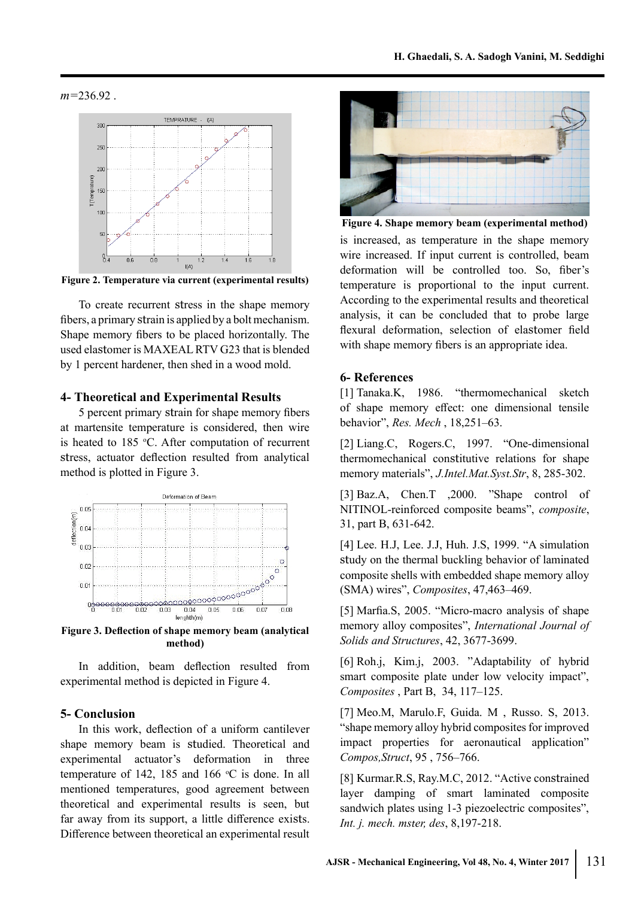$m$=236.92 .

TEMPRATURE - I(A)

T(Temprature)

I(A)

300
250
200
150
100
50
0
0.4 0.6 0.8 1 1.2 1.4 1.6 1.8

**Figure 2. Temperature via current (experimental results)**

To create recurrent stress in the shape memory fibers, a primary strain is applied by a bolt mechanism. Shape memory fibers to be placed horizontally. The used elastomer is MAXEAL RTV G23 that is blended by 1 percent hardener, then shed in a wood mold.

## 4- Theoretical and Experimental Results

5 percent primary strain for shape memory fibers at martensite temperature is considered, then wire is heated to 185 °C. After computation of recurrent stress, actuator deflection resulted from analytical method is plotted in Figure 3.

Deformation of Beam

deflection(m)

lenghth(m)

0.05
0.04
0.03
0.02
0.01
0
0 0.01 0.02 0.03 0.04 0.05 0.06 0.07 0.08

**Figure 3. Deflection of shape memory beam (analytical method)**

In addition, beam deflection resulted from experimental method is depicted in Figure 4.

## 5- Conclusion

In this work, deflection of a uniform cantilever shape memory beam is studied. Theoretical and experimental actuator's deformation in three temperature of 142, 185 and 166 °C is done. In all mentioned temperatures, good agreement between theoretical and experimental results is seen, but far away from its support, a little difference exists. Difference between theoretical an experimental result

**Figure 4. Shape memory beam (experimental method)**

is increased, as temperature in the shape memory wire increased. If input current is controlled, beam deformation will be controlled too. So, fiber's temperature is proportional to the input current. According to the experimental results and theoretical analysis, it can be concluded that to probe large flexural deformation, selection of elastomer field with shape memory fibers is an appropriate idea.

## 6- References

[1] Tanaka.K, 1986. "thermomechanical sketch of shape memory effect: one dimensional tensile behavior", *Res. Mech* , 18,251–63.

[2] Liang.C, Rogers.C, 1997. "One-dimensional thermomechanical constitutive relations for shape memory materials", *J.Intel.Mat.Syst.Str*, 8, 285-302.

[3] Baz.A, Chen.T ,2000. "Shape control of NITINOL-reinforced composite beams", *composite*, 31, part B, 631-642.

[4] Lee. H.J, Lee. J.J, Huh. J.S, 1999. "A simulation study on the thermal buckling behavior of laminated composite shells with embedded shape memory alloy (SMA) wires", *Composites*, 47,463–469.

[5] Marfia.S, 2005. "Micro-macro analysis of shape memory alloy composites", *International Journal of Solids and Structures*, 42, 3677-3699.

[6] Roh.j, Kim.j, 2003. "Adaptability of hybrid smart composite plate under low velocity impact", *Composites* , Part B, 34, 117–125.

[7] Meo.M, Marulo.F, Guida. M , Russo. S, 2013. "shape memory alloy hybrid composites for improved impact properties for aeronautical application" *Compos,Struct*, 95 , 756–766.

[8] Kurmar.R.S, Ray.M.C, 2012. "Active constrained layer damping of smart laminated composite sandwich plates using 1-3 piezoelectric composites", *Int. j. mech. mster, des*, 8,197-218.